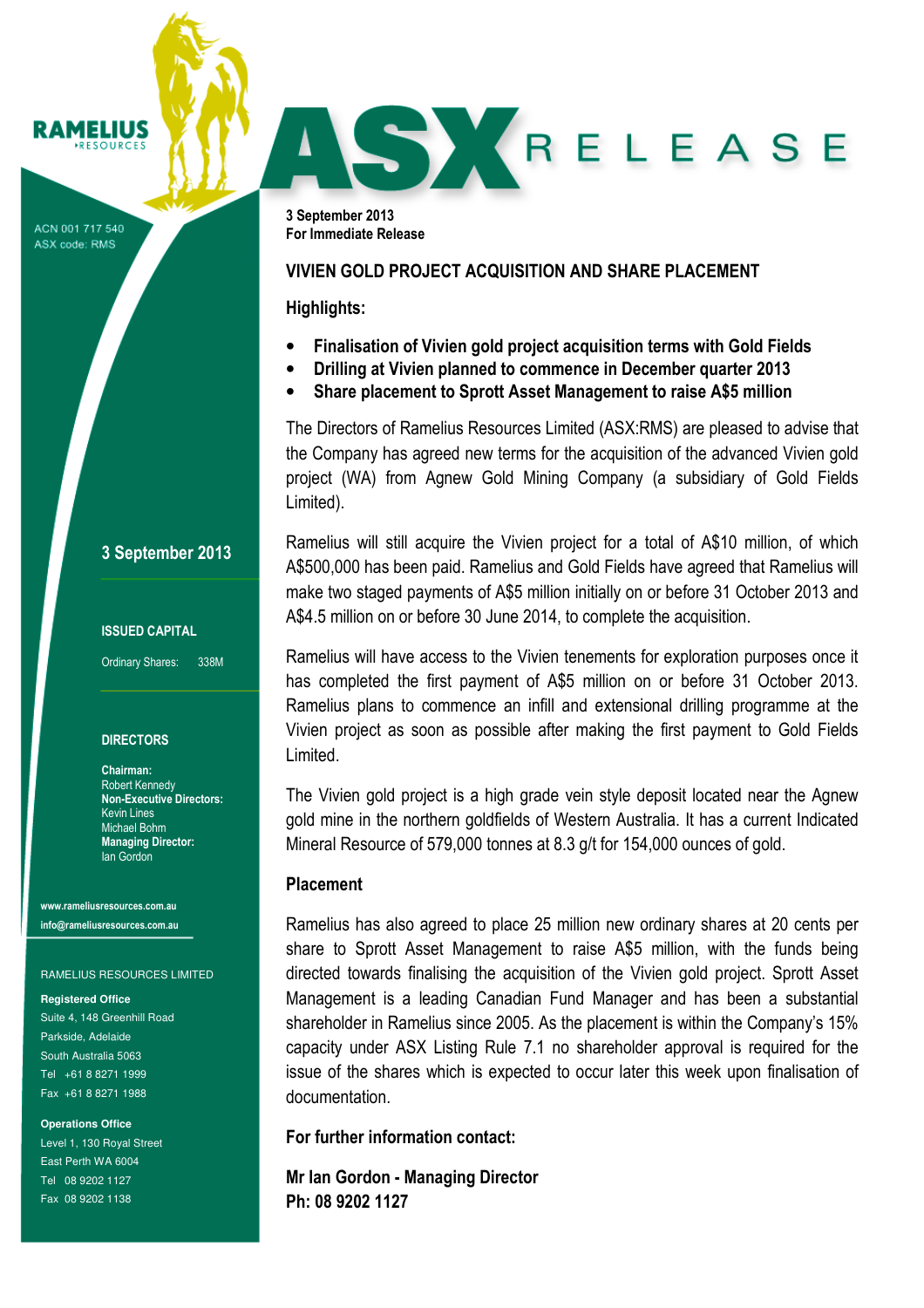RAMELIUS RESOURCES

ACN 001 717 540
ASX code: RMS

# ASX RELEASE

**3 September 2013**
**For Immediate Release**

## VIVIEN GOLD PROJECT ACQUISITION AND SHARE PLACEMENT

### Highlights:

- **Finalisation of Vivien gold project acquisition terms with Gold Fields**
- **Drilling at Vivien planned to commence in December quarter 2013**
- **Share placement to Sprott Asset Management to raise A$5 million**

The Directors of Ramelius Resources Limited (ASX:RMS) are pleased to advise that the Company has agreed new terms for the acquisition of the advanced Vivien gold project (WA) from Agnew Gold Mining Company (a subsidiary of Gold Fields Limited).

Ramelius will still acquire the Vivien project for a total of A$10 million, of which A$500,000 has been paid. Ramelius and Gold Fields have agreed that Ramelius will make two staged payments of A$5 million initially on or before 31 October 2013 and A$4.5 million on or before 30 June 2014, to complete the acquisition.

Ramelius will have access to the Vivien tenements for exploration purposes once it has completed the first payment of A$5 million on or before 31 October 2013. Ramelius plans to commence an infill and extensional drilling programme at the Vivien project as soon as possible after making the first payment to Gold Fields Limited.

The Vivien gold project is a high grade vein style deposit located near the Agnew gold mine in the northern goldfields of Western Australia. It has a current Indicated Mineral Resource of 579,000 tonnes at 8.3 g/t for 154,000 ounces of gold.

### Placement

Ramelius has also agreed to place 25 million new ordinary shares at 20 cents per share to Sprott Asset Management to raise A$5 million, with the funds being directed towards finalising the acquisition of the Vivien gold project. Sprott Asset Management is a leading Canadian Fund Manager and has been a substantial shareholder in Ramelius since 2005. As the placement is within the Company's 15% capacity under ASX Listing Rule 7.1 no shareholder approval is required for the issue of the shares which is expected to occur later this week upon finalisation of documentation.

**For further information contact:**

**Mr Ian Gordon - Managing Director**
**Ph: 08 9202 1127**

---

**3 September 2013**

**ISSUED CAPITAL**

Ordinary Shares: 338M

**DIRECTORS**

**Chairman:**
Robert Kennedy
**Non-Executive Directors:**
Kevin Lines
Michael Bohm
**Managing Director:**
Ian Gordon

**www.rameliusresources.com.au**
**info@rameliusresources.com.au**

RAMELIUS RESOURCES LIMITED

**Registered Office**
Suite 4, 148 Greenhill Road
Parkside, Adelaide
South Australia 5063
Tel +61 8 8271 1999
Fax +61 8 8271 1988

**Operations Office**
Level 1, 130 Royal Street
East Perth WA 6004
Tel 08 9202 1127
Fax 08 9202 1138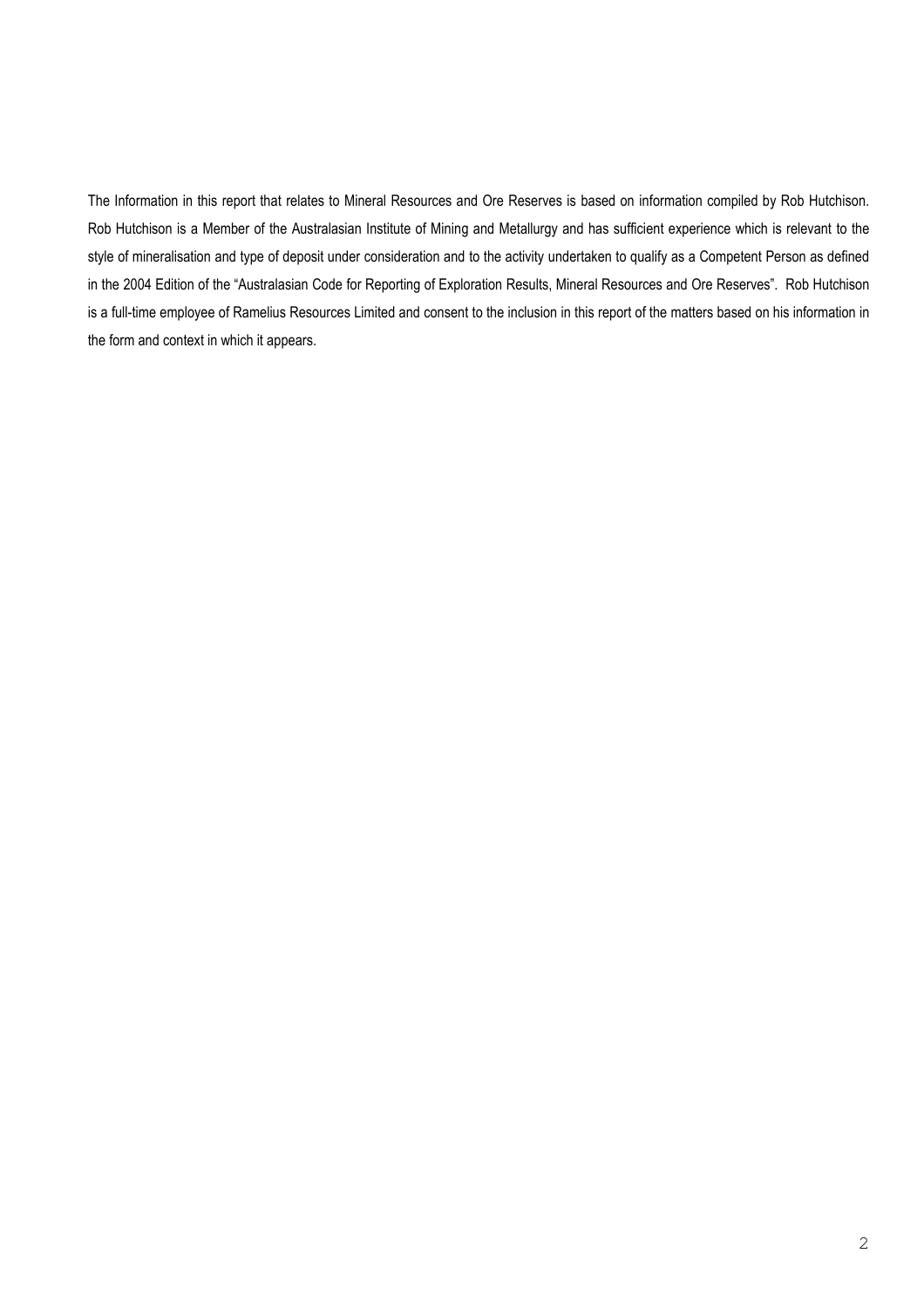The Information in this report that relates to Mineral Resources and Ore Reserves is based on information compiled by Rob Hutchison. Rob Hutchison is a Member of the Australasian Institute of Mining and Metallurgy and has sufficient experience which is relevant to the style of mineralisation and type of deposit under consideration and to the activity undertaken to qualify as a Competent Person as defined in the 2004 Edition of the "Australasian Code for Reporting of Exploration Results, Mineral Resources and Ore Reserves". Rob Hutchison is a full-time employee of Ramelius Resources Limited and consent to the inclusion in this report of the matters based on his information in the form and context in which it appears.